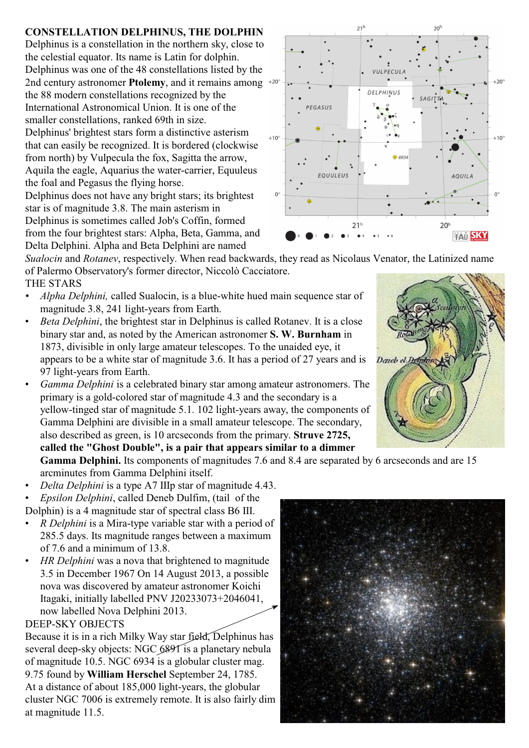**CONSTELLATION DELPHINUS, THE DOLPHIN**

Delphinus is a constellation in the northern sky, close to the celestial equator. Its name is Latin for dolphin. Delphinus was one of the 48 constellations listed by the 2nd century astronomer **Ptolemy**, and it remains among the 88 modern constellations recognized by the International Astronomical Union. It is one of the smaller constellations, ranked 69th in size.

Delphinus' brightest stars form a distinctive asterism that can easily be recognized. It is bordered (clockwise from north) by Vulpecula the fox, Sagitta the arrow, Aquila the eagle, Aquarius the water-carrier, Equuleus the foal and Pegasus the flying horse.

Delphinus does not have any bright stars; its brightest star is of magnitude 3.8. The main asterism in Delphinus is sometimes called Job's Coffin, formed from the four brightest stars: Alpha, Beta, Gamma, and Delta Delphini. Alpha and Beta Delphini are named *Sualocin* and *Rotanev*, respectively. When read backwards, they read as Nicolaus Venator, the Latinized name of Palermo Observatory's former director, Niccolò Cacciatore.

THE STARS

- *Alpha Delphini,* called Sualocin, is a blue-white hued main sequence star of magnitude 3.8, 241 light-years from Earth.
- *Beta Delphini*, the brightest star in Delphinus is called Rotanev. It is a close binary star and, as noted by the American astronomer **S. W. Burnham** in 1873, divisible in only large amateur telescopes. To the unaided eye, it appears to be a white star of magnitude 3.6. It has a period of 27 years and is 97 light-years from Earth.
- *Gamma Delphini* is a celebrated binary star among amateur astronomers. The primary is a gold-colored star of magnitude 4.3 and the secondary is a yellow-tinged star of magnitude 5.1. 102 light-years away, the components of Gamma Delphini are divisible in a small amateur telescope. The secondary, also described as green, is 10 arcseconds from the primary. **Struve 2725, called the "Ghost Double", is a pair that appears similar to a dimmer Gamma Delphini.** Its components of magnitudes 7.6 and 8.4 are separated by 6 arcseconds and are 15 arcminutes from Gamma Delphini itself.
- *Delta Delphini* is a type A7 IIIp star of magnitude 4.43.
- *Epsilon Delphini*, called Deneb Dulfim, (tail of the Dolphin) is a 4 magnitude star of spectral class B6 III.
- *R Delphini* is a Mira-type variable star with a period of 285.5 days. Its magnitude ranges between a maximum of 7.6 and a minimum of 13.8.
- *HR Delphini* was a nova that brightened to magnitude 3.5 in December 1967 On 14 August 2013, a possible nova was discovered by amateur astronomer Koichi Itagaki, initially labelled PNV J20233073+2046041, now labelled Nova Delphini 2013.

DEEP-SKY OBJECTS

Because it is in a rich Milky Way star field, Delphinus has several deep-sky objects: NGC 6891 is a planetary nebula of magnitude 10.5. NGC 6934 is a globular cluster mag. 9.75 found by **William Herschel** September 24, 1785. At a distance of about 185,000 light-years, the globular cluster NGC 7006 is extremely remote. It is also fairly dim at magnitude 11.5.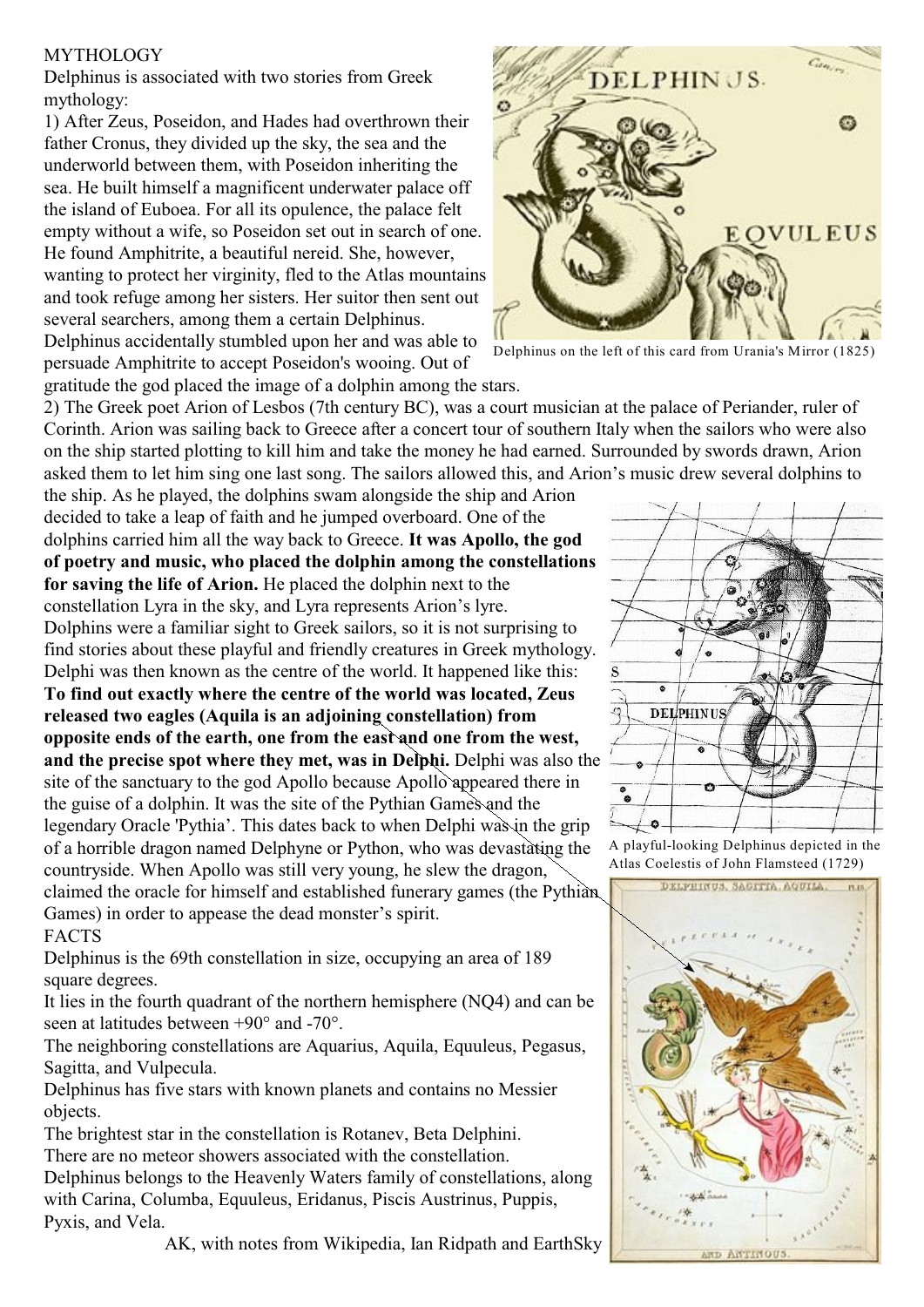MYTHOLOGY

Delphinus is associated with two stories from Greek mythology:

1) After Zeus, Poseidon, and Hades had overthrown their father Cronus, they divided up the sky, the sea and the underworld between them, with Poseidon inheriting the sea. He built himself a magnificent underwater palace off the island of Euboea. For all its opulence, the palace felt empty without a wife, so Poseidon set out in search of one. He found Amphitrite, a beautiful nereid. She, however, wanting to protect her virginity, fled to the Atlas mountains and took refuge among her sisters. Her suitor then sent out several searchers, among them a certain Delphinus. Delphinus accidentally stumbled upon her and was able to persuade Amphitrite to accept Poseidon's wooing. Out of gratitude the god placed the image of a dolphin among the stars.

Delphinus on the left of this card from Urania's Mirror (1825)

2) The Greek poet Arion of Lesbos (7th century BC), was a court musician at the palace of Periander, ruler of Corinth. Arion was sailing back to Greece after a concert tour of southern Italy when the sailors who were also on the ship started plotting to kill him and take the money he had earned. Surrounded by swords drawn, Arion asked them to let him sing one last song. The sailors allowed this, and Arion's music drew several dolphins to the ship. As he played, the dolphins swam alongside the ship and Arion decided to take a leap of faith and he jumped overboard. One of the dolphins carried him all the way back to Greece. **It was Apollo, the god of poetry and music, who placed the dolphin among the constellations for saving the life of Arion.** He placed the dolphin next to the constellation Lyra in the sky, and Lyra represents Arion's lyre.

Dolphins were a familiar sight to Greek sailors, so it is not surprising to find stories about these playful and friendly creatures in Greek mythology. Delphi was then known as the centre of the world. It happened like this: **To find out exactly where the centre of the world was located, Zeus released two eagles (Aquila is an adjoining constellation) from opposite ends of the earth, one from the east and one from the west, and the precise spot where they met, was in Delphi.** Delphi was also the site of the sanctuary to the god Apollo because Apollo appeared there in the guise of a dolphin. It was the site of the Pythian Games and the legendary Oracle 'Pythia'. This dates back to when Delphi was in the grip of a horrible dragon named Delphyne or Python, who was devastating the countryside. When Apollo was still very young, he slew the dragon, claimed the oracle for himself and established funerary games (the Pythian Games) in order to appease the dead monster's spirit.

A playful-looking Delphinus depicted in the Atlas Coelestis of John Flamsteed (1729)

FACTS

Delphinus is the 69th constellation in size, occupying an area of 189 square degrees.

It lies in the fourth quadrant of the northern hemisphere (NQ4) and can be seen at latitudes between +90° and -70°.

The neighboring constellations are Aquarius, Aquila, Equuleus, Pegasus, Sagitta, and Vulpecula.

Delphinus has five stars with known planets and contains no Messier objects.

The brightest star in the constellation is Rotanev, Beta Delphini.

There are no meteor showers associated with the constellation.

Delphinus belongs to the Heavenly Waters family of constellations, along with Carina, Columba, Equuleus, Eridanus, Piscis Austrinus, Puppis, Pyxis, and Vela.

AK, with notes from Wikipedia, Ian Ridpath and EarthSky